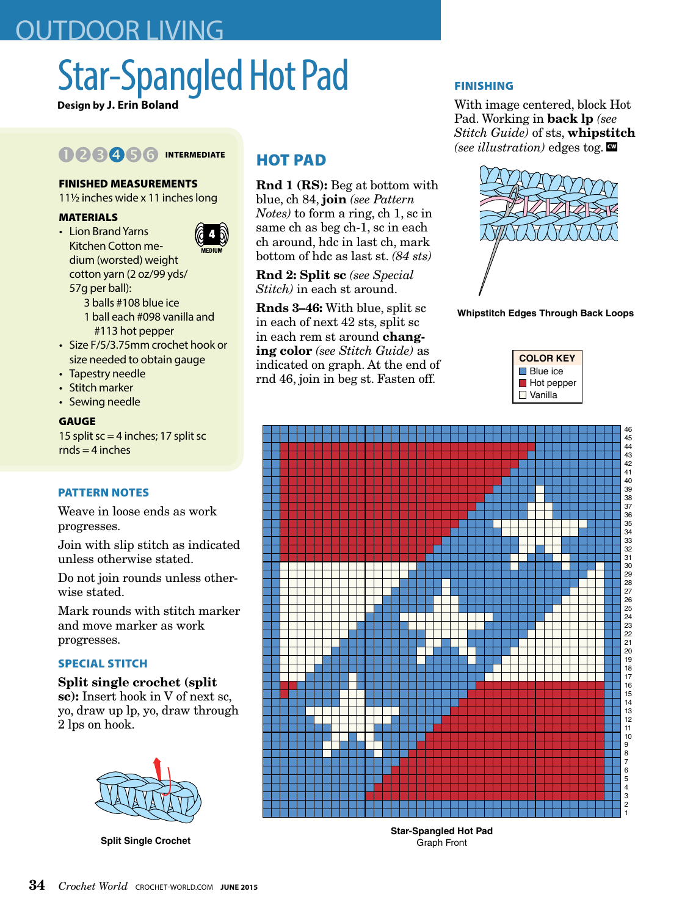# Star-Spangled Hot Pad

**Design by J. Erin Boland**

INTERMEDIATE

## FINISHED MEASUREMENTS

11½ inches wide x 11 inches long

## MATERIALS

- Lion Brand Yarns Kitchen Cotton medium (worsted) weight cotton yarn (2 oz/99 yds/57g per ball):
  - 3 balls #108 blue ice
  - 1 ball each #098 vanilla and #113 hot pepper
- Size F/5/3.75mm crochet hook or size needed to obtain gauge
- Tapestry needle
- Stitch marker
- Sewing needle

## GAUGE

15 split sc = 4 inches; 17 split sc rnds = 4 inches

## PATTERN NOTES

Weave in loose ends as work progresses.

Join with slip stitch as indicated unless otherwise stated.

Do not join rounds unless otherwise stated.

Mark rounds with stitch marker and move marker as work progresses.

## SPECIAL STITCH

**Split single crochet (split sc):** Insert hook in V of next sc, yo, draw up lp, yo, draw through 2 lps on hook.

Split Single Crochet

## HOT PAD

**Rnd 1 (RS):** Beg at bottom with blue, ch 84, **join** *(see Pattern Notes)* to form a ring, ch 1, sc in same ch as beg ch-1, sc in each ch around, hdc in last ch, mark bottom of hdc as last st. *(84 sts)*

**Rnd 2: Split sc** *(see Special Stitch)* in each st around.

**Rnds 3–46:** With blue, split sc in each of next 42 sts, split sc in each rem st around **changing color** *(see Stitch Guide)* as indicated on graph. At the end of rnd 46, join in beg st. Fasten off.

## FINISHING

With image centered, block Hot Pad. Working in **back lp** *(see Stitch Guide)* of sts, **whipstitch** *(see illustration)* edges tog.

Whipstitch Edges Through Back Loops

**COLOR KEY**

- Blue ice
- Hot pepper
- Vanilla

Star-Spangled Hot Pad
Graph Front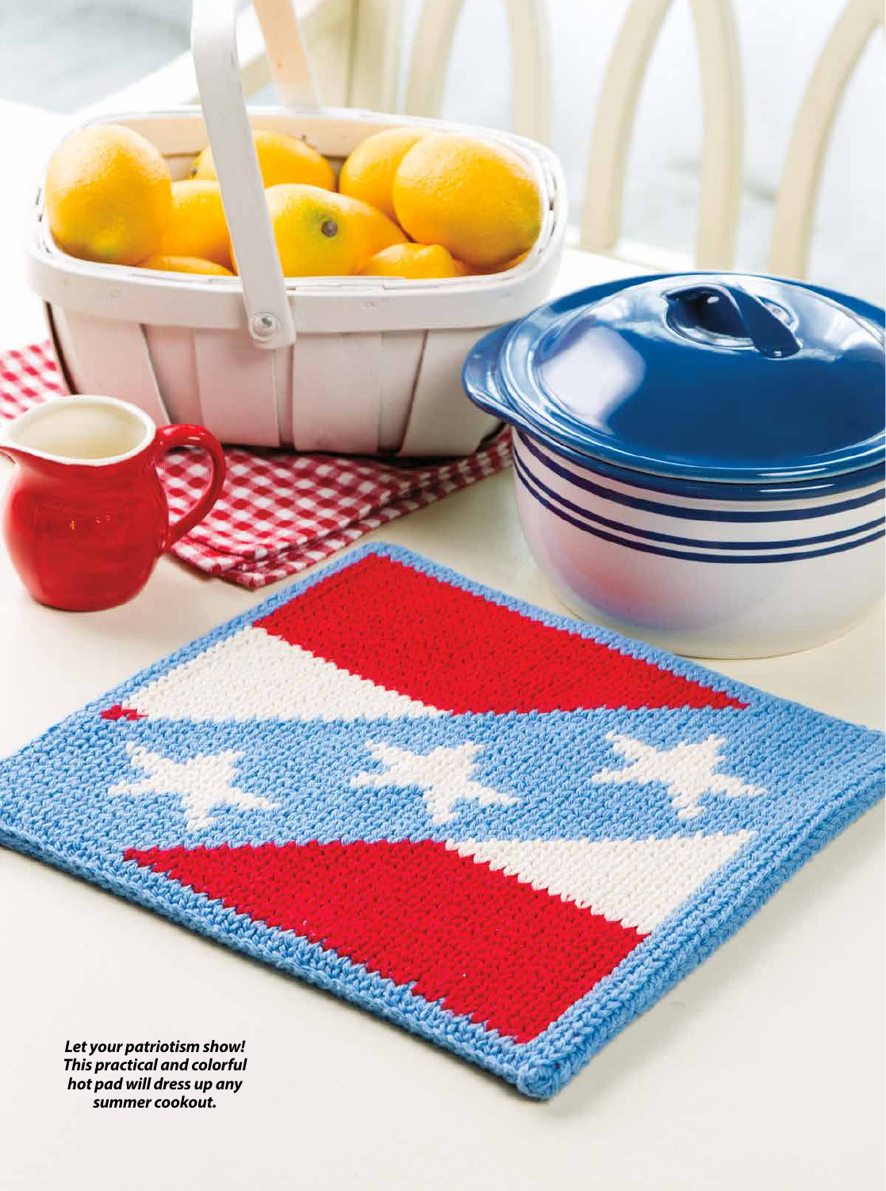***Let your patriotism show! This practical and colorful hot pad will dress up any summer cookout.***